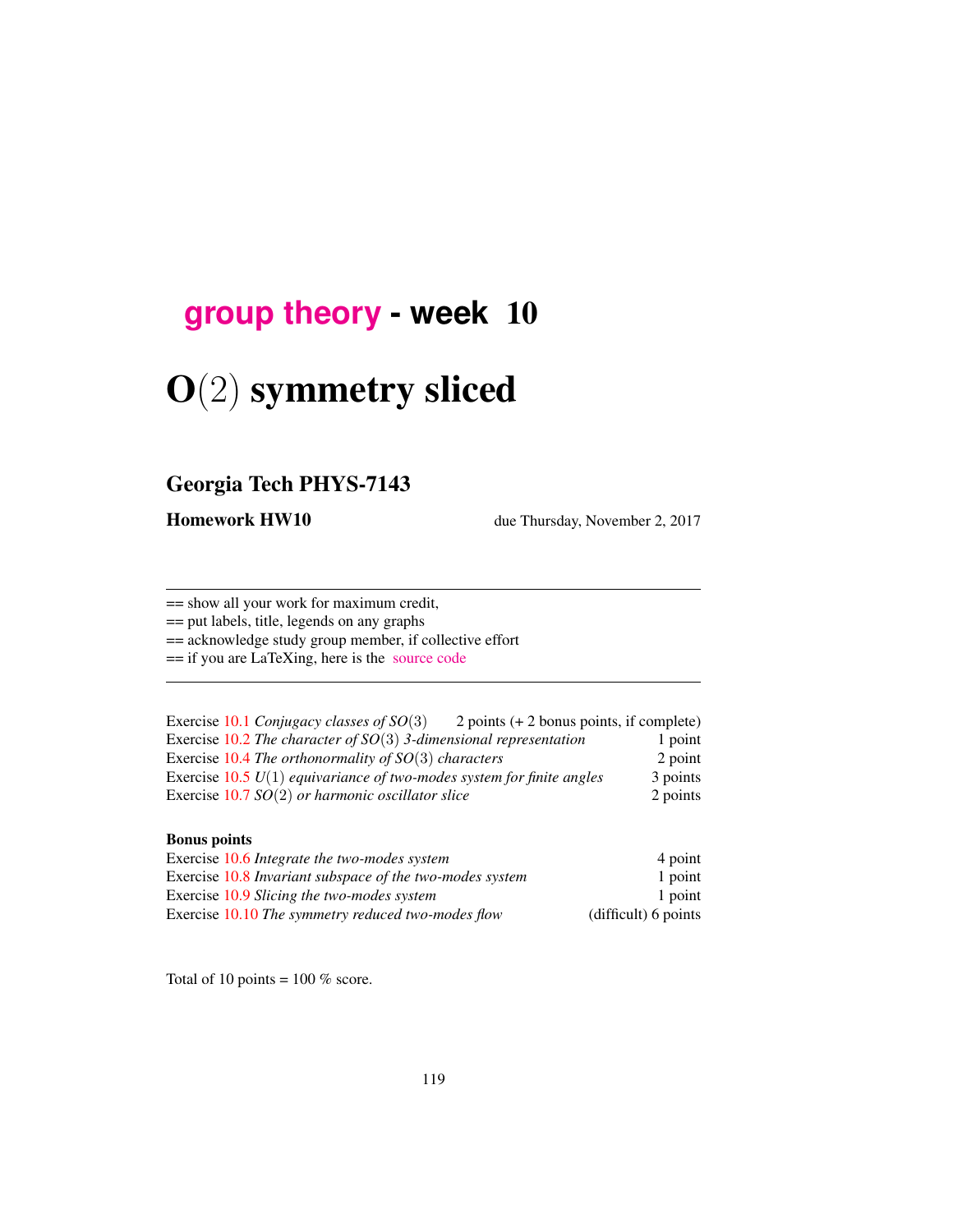## group theory - week 10

# O$(2)$ symmetry sliced

### Georgia Tech PHYS-7143

**Homework HW10** due Thursday, November 2, 2017

---

== show all your work for maximum credit,
== put labels, title, legends on any graphs
== acknowledge study group member, if collective effort
== if you are LaTeXing, here is the source code

---

| | |
|---|---|
| Exercise 10.1 *Conjugacy classes of SO$(3)$* | 2 points (+ 2 bonus points, if complete) |
| Exercise 10.2 *The character of SO$(3)$ 3-dimensional representation* | 1 point |
| Exercise 10.4 *The orthonormality of SO$(3)$ characters* | 2 point |
| Exercise 10.5 *$U(1)$ equivariance of two-modes system for finite angles* | 3 points |
| Exercise 10.7 *SO$(2)$ or harmonic oscillator slice* | 2 points |

**Bonus points**

| | |
|---|---|
| Exercise 10.6 *Integrate the two-modes system* | 4 point |
| Exercise 10.8 *Invariant subspace of the two-modes system* | 1 point |
| Exercise 10.9 *Slicing the two-modes system* | 1 point |
| Exercise 10.10 *The symmetry reduced two-modes flow* | (difficult) 6 points |

Total of 10 points = 100 % score.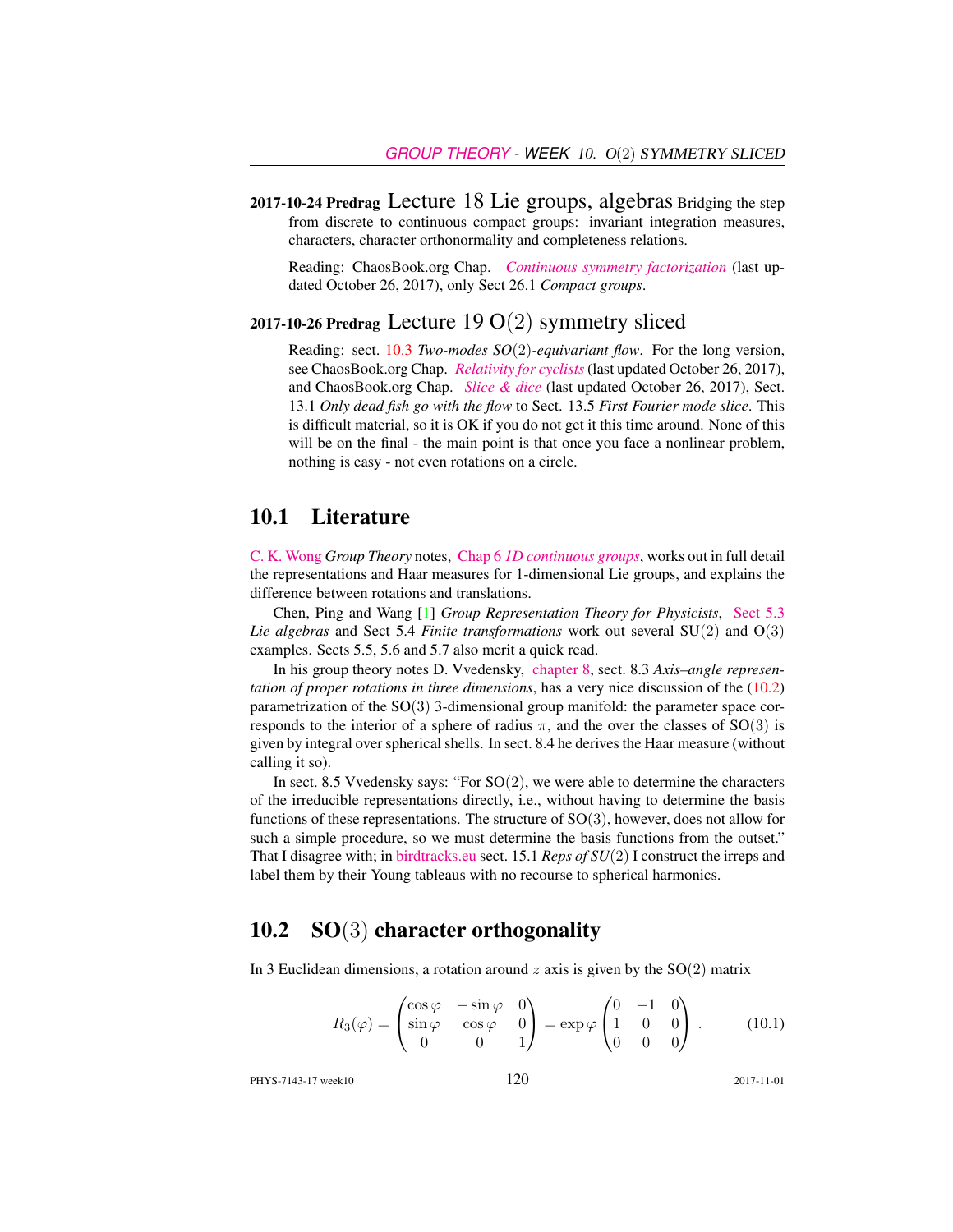**2017-10-24 Predrag** Lecture 18 Lie groups, algebras Bridging the step from discrete to continuous compact groups: invariant integration measures, characters, character orthonormality and completeness relations.

Reading: ChaosBook.org Chap. *Continuous symmetry factorization* (last updated October 26, 2017), only Sect 26.1 *Compact groups*.

**2017-10-26 Predrag** Lecture 19 O(2) symmetry sliced

Reading: sect. 10.3 *Two-modes SO(2)-equivariant flow*. For the long version, see ChaosBook.org Chap. *Relativity for cyclists* (last updated October 26, 2017), and ChaosBook.org Chap. *Slice & dice* (last updated October 26, 2017), Sect. 13.1 *Only dead fish go with the flow* to Sect. 13.5 *First Fourier mode slice*. This is difficult material, so it is OK if you do not get it this time around. None of this will be on the final - the main point is that once you face a nonlinear problem, nothing is easy - not even rotations on a circle.

## 10.1 Literature

C. K. Wong *Group Theory* notes, Chap 6 *1D continuous groups*, works out in full detail the representations and Haar measures for 1-dimensional Lie groups, and explains the difference between rotations and translations.

Chen, Ping and Wang [1] *Group Representation Theory for Physicists*, Sect 5.3 *Lie algebras* and Sect 5.4 *Finite transformations* work out several SU(2) and O(3) examples. Sects 5.5, 5.6 and 5.7 also merit a quick read.

In his group theory notes D. Vvedensky, chapter 8, sect. 8.3 *Axis–angle representation of proper rotations in three dimensions*, has a very nice discussion of the (10.2) parametrization of the SO(3) 3-dimensional group manifold: the parameter space corresponds to the interior of a sphere of radius $\pi$, and the over the classes of SO(3) is given by integral over spherical shells. In sect. 8.4 he derives the Haar measure (without calling it so).

In sect. 8.5 Vvedensky says: "For SO(2), we were able to determine the characters of the irreducible representations directly, i.e., without having to determine the basis functions of these representations. The structure of SO(3), however, does not allow for such a simple procedure, so we must determine the basis functions from the outset." That I disagree with; in birdtracks.eu sect. 15.1 *Reps of SU(2)* I construct the irreps and label them by their Young tableaus with no recourse to spherical harmonics.

## 10.2 SO(3) character orthogonality

In 3 Euclidean dimensions, a rotation around $z$ axis is given by the SO(2) matrix

$$R_3(\varphi) = \begin{pmatrix} \cos\varphi & -\sin\varphi & 0 \\ \sin\varphi & \cos\varphi & 0 \\ 0 & 0 & 1 \end{pmatrix} = \exp\varphi \begin{pmatrix} 0 & -1 & 0 \\ 1 & 0 & 0 \\ 0 & 0 & 0 \end{pmatrix} . \tag{10.1}$$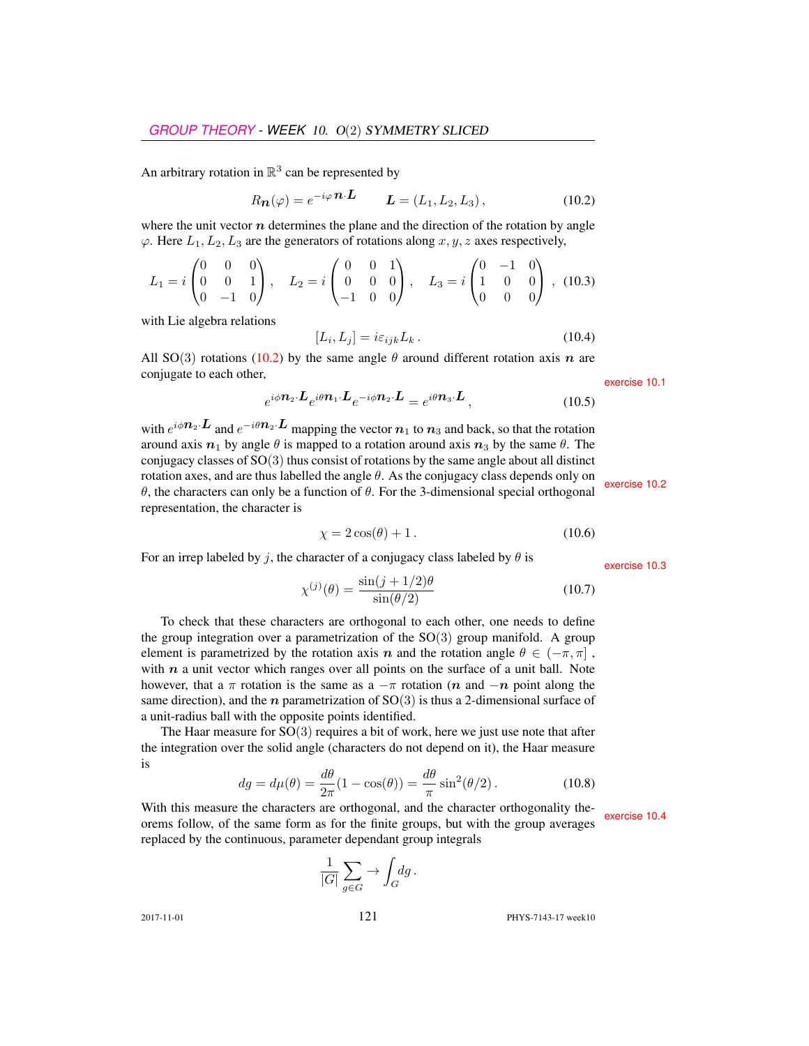An arbitrary rotation in $\mathbb{R}^3$ can be represented by

$$R_{\boldsymbol{n}}(\varphi) = e^{-i\varphi\, \boldsymbol{n}\cdot\boldsymbol{L}} \qquad \boldsymbol{L} = (L_1, L_2, L_3)\,, \tag{10.2}$$

where the unit vector $\boldsymbol{n}$ determines the plane and the direction of the rotation by angle $\varphi$. Here $L_1, L_2, L_3$ are the generators of rotations along $x, y, z$ axes respectively,

$$L_1 = i\begin{pmatrix} 0 & 0 & 0 \\ 0 & 0 & 1 \\ 0 & -1 & 0 \end{pmatrix}, \quad L_2 = i\begin{pmatrix} 0 & 0 & 1 \\ 0 & 0 & 0 \\ -1 & 0 & 0 \end{pmatrix}, \quad L_3 = i\begin{pmatrix} 0 & -1 & 0 \\ 1 & 0 & 0 \\ 0 & 0 & 0 \end{pmatrix}, \tag{10.3}$$

with Lie algebra relations

$$[L_i, L_j] = i\varepsilon_{ijk} L_k\,. \tag{10.4}$$

All SO(3) rotations (10.2) by the same angle $\theta$ around different rotation axis $\boldsymbol{n}$ are conjugate to each other,

exercise 10.1

$$e^{i\phi \boldsymbol{n}_2\cdot\boldsymbol{L}} e^{i\theta \boldsymbol{n}_1\cdot\boldsymbol{L}} e^{-i\phi \boldsymbol{n}_2\cdot\boldsymbol{L}} = e^{i\theta \boldsymbol{n}_3\cdot\boldsymbol{L}}\,, \tag{10.5}$$

with $e^{i\phi \boldsymbol{n}_2\cdot\boldsymbol{L}}$ and $e^{-i\theta \boldsymbol{n}_2\cdot\boldsymbol{L}}$ mapping the vector $\boldsymbol{n}_1$ to $\boldsymbol{n}_3$ and back, so that the rotation around axis $\boldsymbol{n}_1$ by angle $\theta$ is mapped to a rotation around axis $\boldsymbol{n}_3$ by the same $\theta$. The conjugacy classes of SO(3) thus consist of rotations by the same angle about all distinct rotation axes, and are thus labelled the angle $\theta$. As the conjugacy class depends only on $\theta$, the characters can only be a function of $\theta$. For the 3-dimensional special orthogonal representation, the character is

exercise 10.2

$$\chi = 2\cos(\theta) + 1\,. \tag{10.6}$$

For an irrep labeled by $j$, the character of a conjugacy class labeled by $\theta$ is

exercise 10.3

$$\chi^{(j)}(\theta) = \frac{\sin(j+1/2)\theta}{\sin(\theta/2)} \tag{10.7}$$

To check that these characters are orthogonal to each other, one needs to define the group integration over a parametrization of the SO(3) group manifold. A group element is parametrized by the rotation axis $\boldsymbol{n}$ and the rotation angle $\theta \in (-\pi, \pi]$, with $\boldsymbol{n}$ a unit vector which ranges over all points on the surface of a unit ball. Note however, that a $\pi$ rotation is the same as a $-\pi$ rotation ($\boldsymbol{n}$ and $-\boldsymbol{n}$ point along the same direction), and the $\boldsymbol{n}$ parametrization of SO(3) is thus a 2-dimensional surface of a unit-radius ball with the opposite points identified.

The Haar measure for SO(3) requires a bit of work, here we just use note that after the integration over the solid angle (characters do not depend on it), the Haar measure is

$$dg = d\mu(\theta) = \frac{d\theta}{2\pi}(1 - \cos(\theta)) = \frac{d\theta}{\pi}\sin^2(\theta/2)\,. \tag{10.8}$$

With this measure the characters are orthogonal, and the character orthogonality theorems follow, of the same form as for the finite groups, but with the group averages replaced by the continuous, parameter dependant group integrals

exercise 10.4

$$\frac{1}{|G|}\sum_{g\in G} \to \int_G dg\,.$$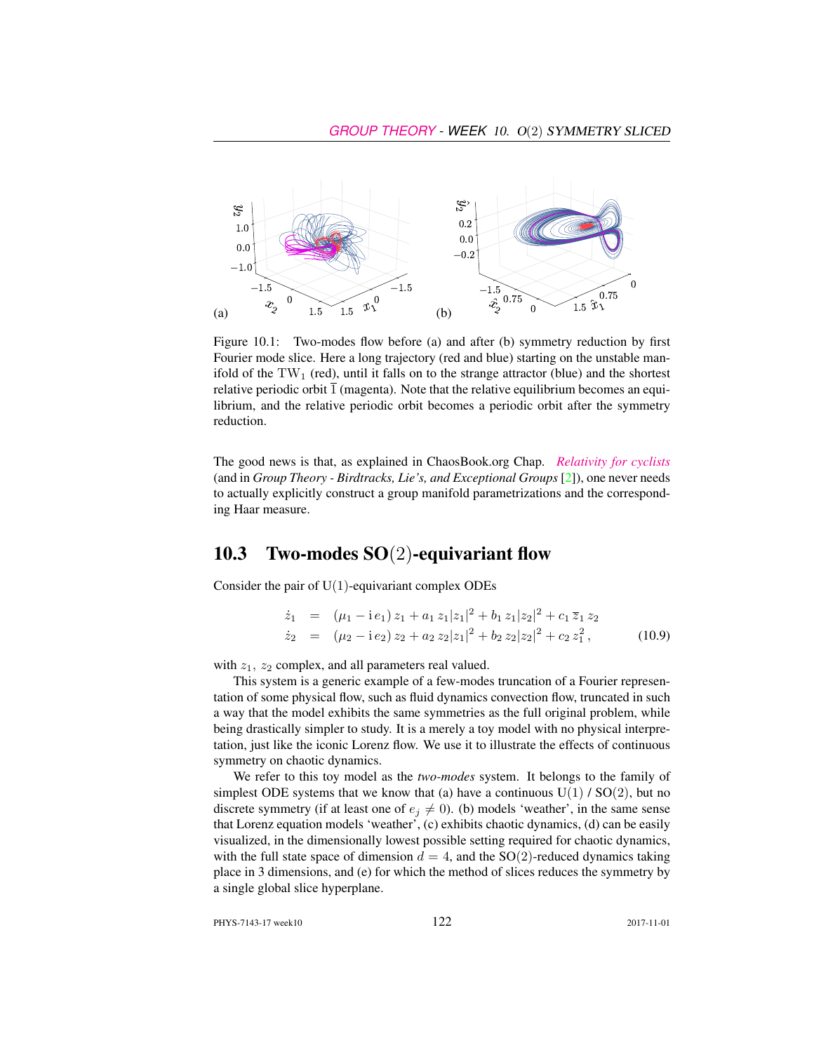Figure 10.1: Two-modes flow before (a) and after (b) symmetry reduction by first Fourier mode slice. Here a long trajectory (red and blue) starting on the unstable manifold of the $\mathrm{TW}_1$ (red), until it falls on to the strange attractor (blue) and the shortest relative periodic orbit $\overline{1}$ (magenta). Note that the relative equilibrium becomes an equilibrium, and the relative periodic orbit becomes a periodic orbit after the symmetry reduction.

The good news is that, as explained in ChaosBook.org Chap. *Relativity for cyclists* (and in *Group Theory - Birdtracks, Lie's, and Exceptional Groups* [2]), one never needs to actually explicitly construct a group manifold parametrizations and the corresponding Haar measure.

## 10.3 Two-modes SO(2)-equivariant flow

Consider the pair of U(1)-equivariant complex ODEs

$$
\begin{aligned}
\dot{z}_1 &= (\mu_1 - \mathrm{i}\, e_1)\, z_1 + a_1\, z_1 |z_1|^2 + b_1\, z_1 |z_2|^2 + c_1\, \overline{z}_1\, z_2 \\
\dot{z}_2 &= (\mu_2 - \mathrm{i}\, e_2)\, z_2 + a_2\, z_2 |z_1|^2 + b_2\, z_2 |z_2|^2 + c_2\, z_1^2 \,,
\end{aligned}
\qquad (10.9)
$$

with $z_1$, $z_2$ complex, and all parameters real valued.

This system is a generic example of a few-modes truncation of a Fourier representation of some physical flow, such as fluid dynamics convection flow, truncated in such a way that the model exhibits the same symmetries as the full original problem, while being drastically simpler to study. It is a merely a toy model with no physical interpretation, just like the iconic Lorenz flow. We use it to illustrate the effects of continuous symmetry on chaotic dynamics.

We refer to this toy model as the *two-modes* system. It belongs to the family of simplest ODE systems that we know that (a) have a continuous U(1) / SO(2), but no discrete symmetry (if at least one of $e_j \neq 0$). (b) models 'weather', in the same sense that Lorenz equation models 'weather', (c) exhibits chaotic dynamics, (d) can be easily visualized, in the dimensionally lowest possible setting required for chaotic dynamics, with the full state space of dimension $d = 4$, and the SO(2)-reduced dynamics taking place in 3 dimensions, and (e) for which the method of slices reduces the symmetry by a single global slice hyperplane.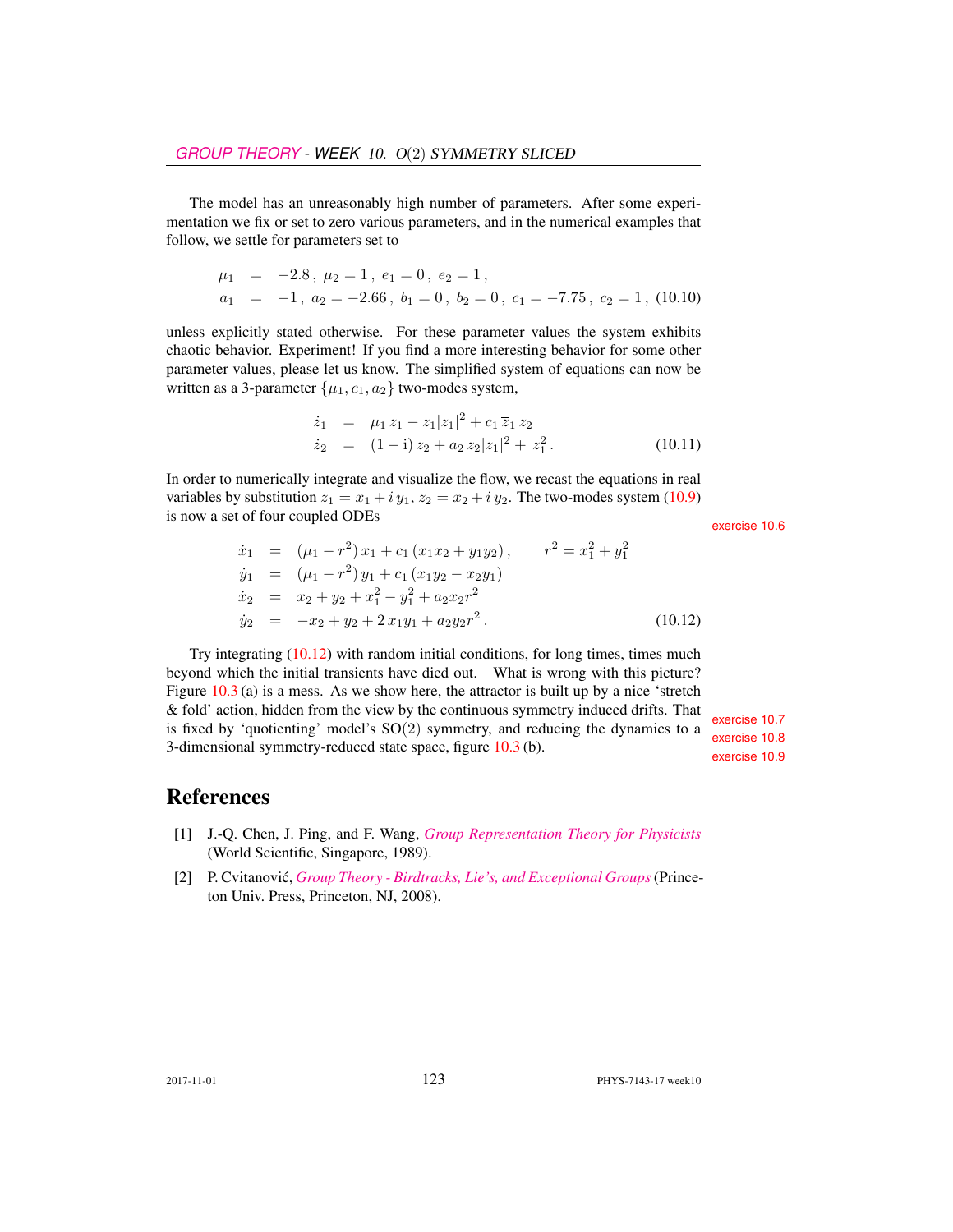The model has an unreasonably high number of parameters. After some experimentation we fix or set to zero various parameters, and in the numerical examples that follow, we settle for parameters set to

$$\begin{aligned}
\mu_1 &= -2.8\,,\ \mu_2 = 1\,,\ e_1 = 0\,,\ e_2 = 1\,, \\
a_1 &= -1\,,\ a_2 = -2.66\,,\ b_1 = 0\,,\ b_2 = 0\,,\ c_1 = -7.75\,,\ c_2 = 1\,, \qquad (10.10)
\end{aligned}$$

unless explicitly stated otherwise. For these parameter values the system exhibits chaotic behavior. Experiment! If you find a more interesting behavior for some other parameter values, please let us know. The simplified system of equations can now be written as a 3-parameter $\{\mu_1, c_1, a_2\}$ two-modes system,

$$\begin{aligned}
\dot{z}_1 &= \mu_1\, z_1 - z_1 |z_1|^2 + c_1\, \overline{z}_1\, z_2 \\
\dot{z}_2 &= (1 - \mathrm{i})\, z_2 + a_2\, z_2 |z_1|^2 + z_1^2\,. \qquad (10.11)
\end{aligned}$$

In order to numerically integrate and visualize the flow, we recast the equations in real variables by substitution $z_1 = x_1 + i\, y_1$, $z_2 = x_2 + i\, y_2$. The two-modes system (10.9) is now a set of four coupled ODEs

exercise 10.6

$$\begin{aligned}
\dot{x}_1 &= (\mu_1 - r^2)\, x_1 + c_1\, (x_1 x_2 + y_1 y_2)\,, \qquad r^2 = x_1^2 + y_1^2 \\
\dot{y}_1 &= (\mu_1 - r^2)\, y_1 + c_1\, (x_1 y_2 - x_2 y_1) \\
\dot{x}_2 &= x_2 + y_2 + x_1^2 - y_1^2 + a_2 x_2 r^2 \\
\dot{y}_2 &= -x_2 + y_2 + 2\, x_1 y_1 + a_2 y_2 r^2\,. \qquad (10.12)
\end{aligned}$$

Try integrating (10.12) with random initial conditions, for long times, times much beyond which the initial transients have died out. What is wrong with this picture? Figure 10.3 (a) is a mess. As we show here, the attractor is built up by a nice 'stretch & fold' action, hidden from the view by the continuous symmetry induced drifts. That is fixed by 'quotienting' model's SO(2) symmetry, and reducing the dynamics to a 3-dimensional symmetry-reduced state space, figure 10.3 (b).

exercise 10.7
exercise 10.8
exercise 10.9

## References

[1] J.-Q. Chen, J. Ping, and F. Wang, *Group Representation Theory for Physicists* (World Scientific, Singapore, 1989).

[2] P. Cvitanović, *Group Theory - Birdtracks, Lie's, and Exceptional Groups* (Princeton Univ. Press, Princeton, NJ, 2008).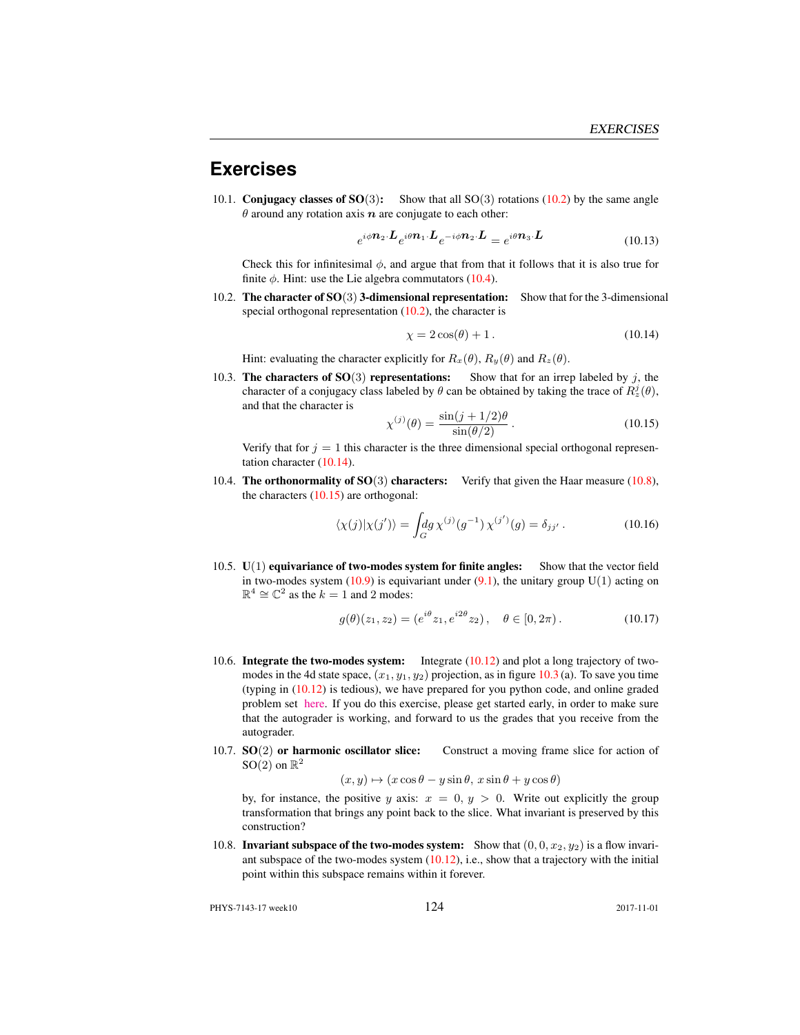## Exercises

10.1. **Conjugacy classes of SO(3):** Show that all SO(3) rotations (10.2) by the same angle $\theta$ around any rotation axis $\boldsymbol{n}$ are conjugate to each other:

$$e^{i\phi \boldsymbol{n}_2 \cdot \boldsymbol{L}} e^{i\theta \boldsymbol{n}_1 \cdot \boldsymbol{L}} e^{-i\phi \boldsymbol{n}_2 \cdot \boldsymbol{L}} = e^{i\theta \boldsymbol{n}_3 \cdot \boldsymbol{L}} \tag{10.13}$$

Check this for infinitesimal $\phi$, and argue that from that it follows that it is also true for finite $\phi$. Hint: use the Lie algebra commutators (10.4).

10.2. **The character of SO(3) 3-dimensional representation:** Show that for the 3-dimensional special orthogonal representation (10.2), the character is

$$\chi = 2\cos(\theta) + 1\,. \tag{10.14}$$

Hint: evaluating the character explicitly for $R_x(\theta)$, $R_y(\theta)$ and $R_z(\theta)$.

10.3. **The characters of SO(3) representations:** Show that for an irrep labeled by $j$, the character of a conjugacy class labeled by $\theta$ can be obtained by taking the trace of $R_z^j(\theta)$, and that the character is

$$\chi^{(j)}(\theta) = \frac{\sin(j+1/2)\theta}{\sin(\theta/2)}\,. \tag{10.15}$$

Verify that for $j = 1$ this character is the three dimensional special orthogonal representation character (10.14).

10.4. **The orthonormality of SO(3) characters:** Verify that given the Haar measure (10.8), the characters (10.15) are orthogonal:

$$\langle \chi(j) | \chi(j') \rangle = \int_G dg\, \chi^{(j)}(g^{-1})\, \chi^{(j')}(g) = \delta_{jj'}\,. \tag{10.16}$$

10.5. **U(1) equivariance of two-modes system for finite angles:** Show that the vector field in two-modes system (10.9) is equivariant under (9.1), the unitary group U(1) acting on $\mathbb{R}^4 \cong \mathbb{C}^2$ as the $k = 1$ and 2 modes:

$$g(\theta)(z_1, z_2) = (e^{i\theta} z_1, e^{i2\theta} z_2)\,, \quad \theta \in [0, 2\pi)\,. \tag{10.17}$$

10.6. **Integrate the two-modes system:** Integrate (10.12) and plot a long trajectory of two-modes in the 4d state space, $(x_1, y_1, y_2)$ projection, as in figure 10.3 (a). To save you time (typing in (10.12) is tedious), we have prepared for you python code, and online graded problem set here. If you do this exercise, please get started early, in order to make sure that the autograder is working, and forward to us the grades that you receive from the autograder.

10.7. **SO(2) or harmonic oscillator slice:** Construct a moving frame slice for action of SO(2) on $\mathbb{R}^2$

$$(x, y) \mapsto (x\cos\theta - y\sin\theta,\; x\sin\theta + y\cos\theta)$$

by, for instance, the positive $y$ axis: $x = 0$, $y > 0$. Write out explicitly the group transformation that brings any point back to the slice. What invariant is preserved by this construction?

10.8. **Invariant subspace of the two-modes system:** Show that $(0, 0, x_2, y_2)$ is a flow invariant subspace of the two-modes system (10.12), i.e., show that a trajectory with the initial point within this subspace remains within it forever.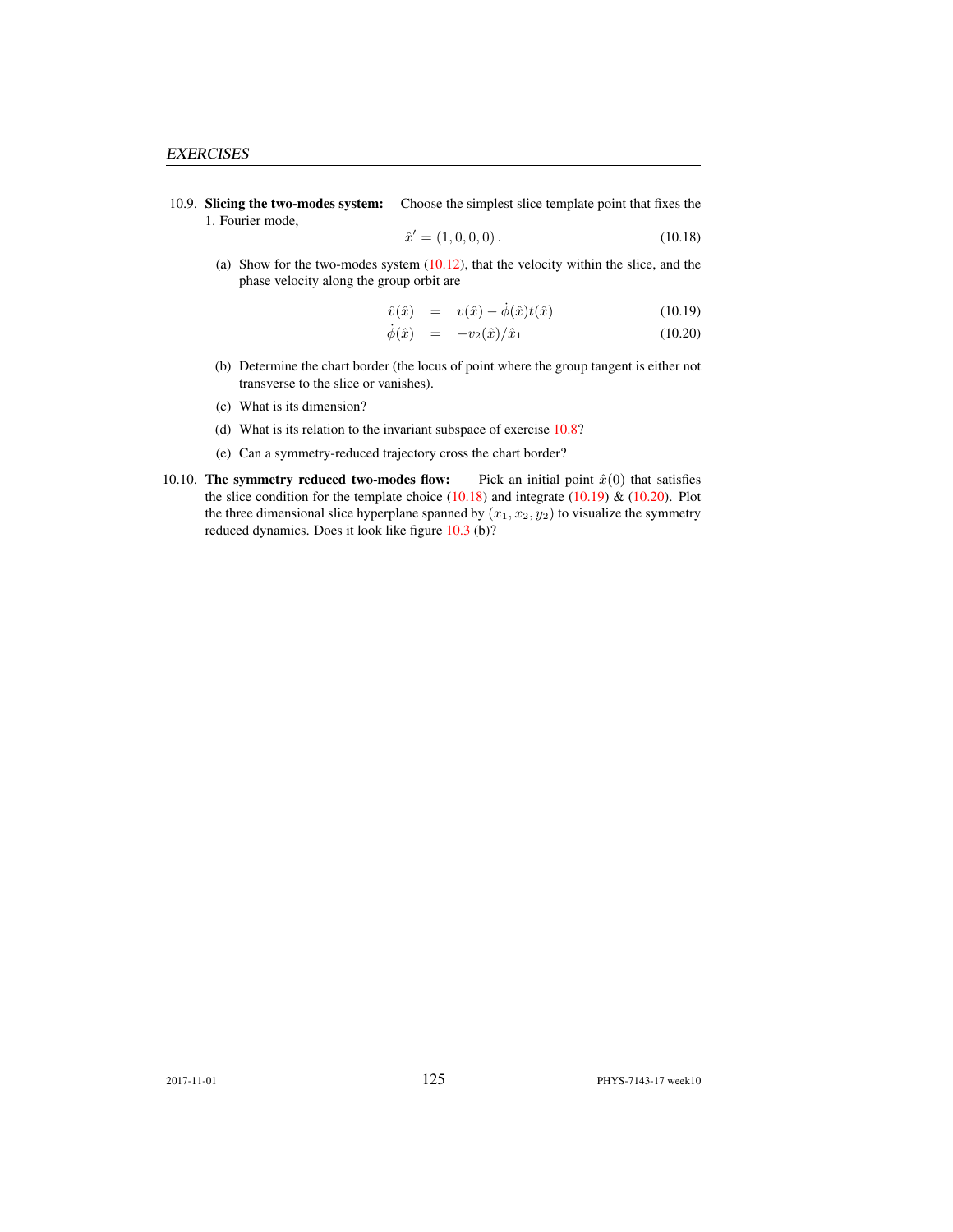10.9. **Slicing the two-modes system:** Choose the simplest slice template point that fixes the 1. Fourier mode,

$$\hat{x}' = (1, 0, 0, 0)\,. \tag{10.18}$$

(a) Show for the two-modes system (10.12), that the velocity within the slice, and the phase velocity along the group orbit are

$$\begin{aligned} \hat{v}(\hat{x}) &= v(\hat{x}) - \dot{\phi}(\hat{x}) t(\hat{x}) & (10.19) \\ \dot{\phi}(\hat{x}) &= -v_2(\hat{x})/\hat{x}_1 & (10.20) \end{aligned}$$

(b) Determine the chart border (the locus of point where the group tangent is either not transverse to the slice or vanishes).

(c) What is its dimension?

(d) What is its relation to the invariant subspace of exercise 10.8?

(e) Can a symmetry-reduced trajectory cross the chart border?

10.10. **The symmetry reduced two-modes flow:** Pick an initial point $\hat{x}(0)$ that satisfies the slice condition for the template choice (10.18) and integrate (10.19) & (10.20). Plot the three dimensional slice hyperplane spanned by $(x_1, x_2, y_2)$ to visualize the symmetry reduced dynamics. Does it look like figure 10.3 (b)?